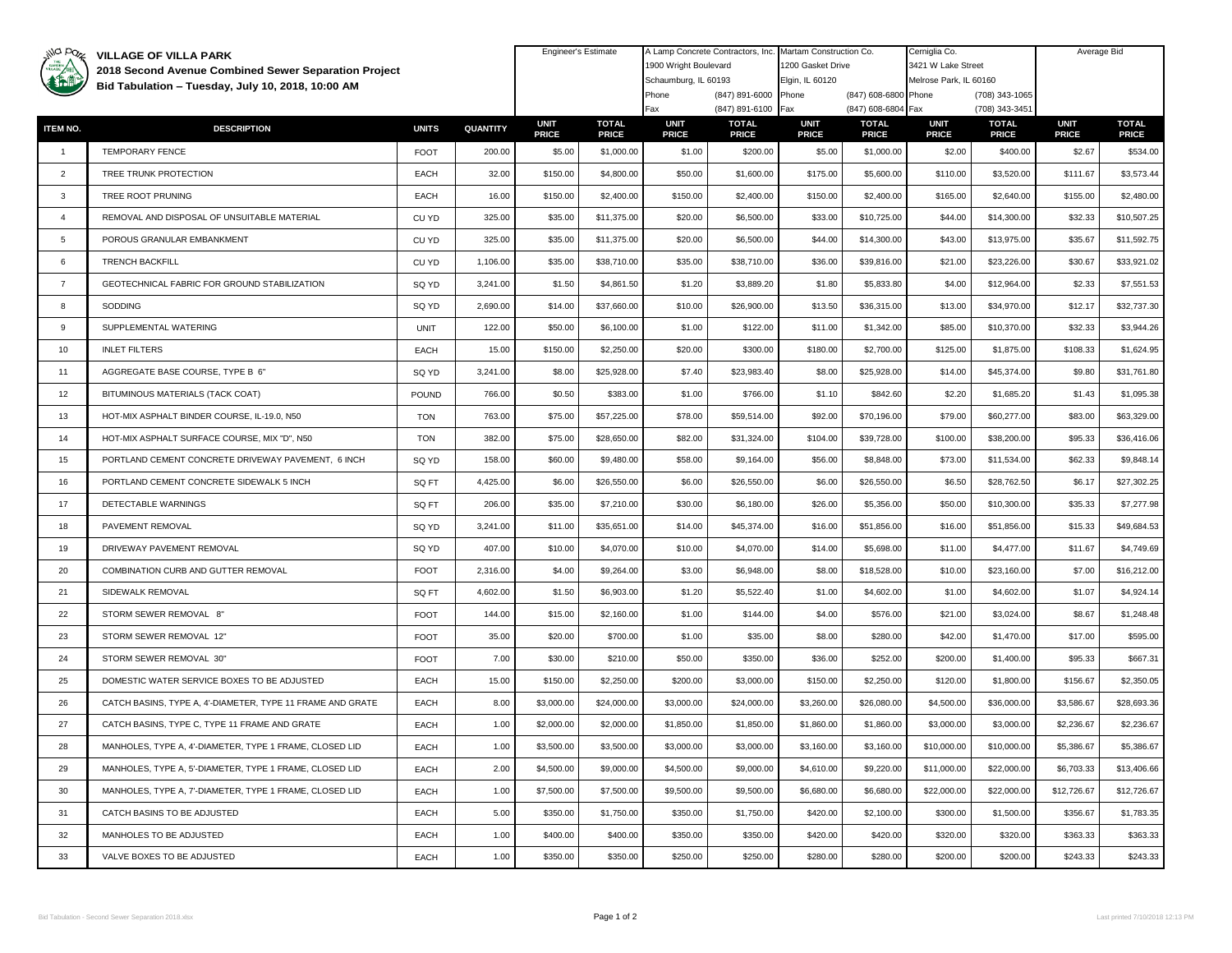# VILLAGE OF VILLA PARK

## 2018 Second Avenue Combined Sewer Separation Project

### Bid Tabulation – Tuesday, July 10, 2018, 10:00 AM

| | | | | Engineer's Estimate | | A Lamp Concrete Contractors, Inc. 1900 Wright Boulevard Schaumburg, IL 60193 Phone (847) 891-6000 Fax (847) 891-6100 | | Martam Construction Co. 1200 Gasket Drive Elgin, IL 60120 Phone (847) 608-6800 Fax (847) 608-6804 | | Cerniglia Co. 3421 W Lake Street Melrose Park, IL 60160 Phone (708) 343-1065 Fax (708) 343-3451 | | Average Bid | |
|---|---|---|---|---|---|---|---|---|---|---|---|---|---|
| ITEM NO. | DESCRIPTION | UNITS | QUANTITY | UNIT PRICE | TOTAL PRICE | UNIT PRICE | TOTAL PRICE | UNIT PRICE | TOTAL PRICE | UNIT PRICE | TOTAL PRICE | UNIT PRICE | TOTAL PRICE |
| 1 | TEMPORARY FENCE | FOOT | 200.00 | $5.00 | $1,000.00 | $1.00 | $200.00 | $5.00 | $1,000.00 | $2.00 | $400.00 | $2.67 | $534.00 |
| 2 | TREE TRUNK PROTECTION | EACH | 32.00 | $150.00 | $4,800.00 | $50.00 | $1,600.00 | $175.00 | $5,600.00 | $110.00 | $3,520.00 | $111.67 | $3,573.44 |
| 3 | TREE ROOT PRUNING | EACH | 16.00 | $150.00 | $2,400.00 | $150.00 | $2,400.00 | $150.00 | $2,400.00 | $165.00 | $2,640.00 | $155.00 | $2,480.00 |
| 4 | REMOVAL AND DISPOSAL OF UNSUITABLE MATERIAL | CU YD | 325.00 | $35.00 | $11,375.00 | $20.00 | $6,500.00 | $33.00 | $10,725.00 | $44.00 | $14,300.00 | $32.33 | $10,507.25 |
| 5 | POROUS GRANULAR EMBANKMENT | CU YD | 325.00 | $35.00 | $11,375.00 | $20.00 | $6,500.00 | $44.00 | $14,300.00 | $43.00 | $13,975.00 | $35.67 | $11,592.75 |
| 6 | TRENCH BACKFILL | CU YD | 1,106.00 | $35.00 | $38,710.00 | $35.00 | $38,710.00 | $36.00 | $39,816.00 | $21.00 | $23,226.00 | $30.67 | $33,921.02 |
| 7 | GEOTECHNICAL FABRIC FOR GROUND STABILIZATION | SQ YD | 3,241.00 | $1.50 | $4,861.50 | $1.20 | $3,889.20 | $1.80 | $5,833.80 | $4.00 | $12,964.00 | $2.33 | $7,551.53 |
| 8 | SODDING | SQ YD | 2,690.00 | $14.00 | $37,660.00 | $10.00 | $26,900.00 | $13.50 | $36,315.00 | $13.00 | $34,970.00 | $12.17 | $32,737.30 |
| 9 | SUPPLEMENTAL WATERING | UNIT | 122.00 | $50.00 | $6,100.00 | $1.00 | $122.00 | $11.00 | $1,342.00 | $85.00 | $10,370.00 | $32.33 | $3,944.26 |
| 10 | INLET FILTERS | EACH | 15.00 | $150.00 | $2,250.00 | $20.00 | $300.00 | $180.00 | $2,700.00 | $125.00 | $1,875.00 | $108.33 | $1,624.95 |
| 11 | AGGREGATE BASE COURSE, TYPE B 6" | SQ YD | 3,241.00 | $8.00 | $25,928.00 | $7.40 | $23,983.40 | $8.00 | $25,928.00 | $14.00 | $45,374.00 | $9.80 | $31,761.80 |
| 12 | BITUMINOUS MATERIALS (TACK COAT) | POUND | 766.00 | $0.50 | $383.00 | $1.00 | $766.00 | $1.10 | $842.60 | $2.20 | $1,685.20 | $1.43 | $1,095.38 |
| 13 | HOT-MIX ASPHALT BINDER COURSE, IL-19.0, N50 | TON | 763.00 | $75.00 | $57,225.00 | $78.00 | $59,514.00 | $92.00 | $70,196.00 | $79.00 | $60,277.00 | $83.00 | $63,329.00 |
| 14 | HOT-MIX ASPHALT SURFACE COURSE, MIX "D", N50 | TON | 382.00 | $75.00 | $28,650.00 | $82.00 | $31,324.00 | $104.00 | $39,728.00 | $100.00 | $38,200.00 | $95.33 | $36,416.06 |
| 15 | PORTLAND CEMENT CONCRETE DRIVEWAY PAVEMENT, 6 INCH | SQ YD | 158.00 | $60.00 | $9,480.00 | $58.00 | $9,164.00 | $56.00 | $8,848.00 | $73.00 | $11,534.00 | $62.33 | $9,848.14 |
| 16 | PORTLAND CEMENT CONCRETE SIDEWALK 5 INCH | SQ FT | 4,425.00 | $6.00 | $26,550.00 | $6.00 | $26,550.00 | $6.00 | $26,550.00 | $6.50 | $28,762.50 | $6.17 | $27,302.25 |
| 17 | DETECTABLE WARNINGS | SQ FT | 206.00 | $35.00 | $7,210.00 | $30.00 | $6,180.00 | $26.00 | $5,356.00 | $50.00 | $10,300.00 | $35.33 | $7,277.98 |
| 18 | PAVEMENT REMOVAL | SQ YD | 3,241.00 | $11.00 | $35,651.00 | $14.00 | $45,374.00 | $16.00 | $51,856.00 | $16.00 | $51,856.00 | $15.33 | $49,684.53 |
| 19 | DRIVEWAY PAVEMENT REMOVAL | SQ YD | 407.00 | $10.00 | $4,070.00 | $10.00 | $4,070.00 | $14.00 | $5,698.00 | $11.00 | $4,477.00 | $11.67 | $4,749.69 |
| 20 | COMBINATION CURB AND GUTTER REMOVAL | FOOT | 2,316.00 | $4.00 | $9,264.00 | $3.00 | $6,948.00 | $8.00 | $18,528.00 | $10.00 | $23,160.00 | $7.00 | $16,212.00 |
| 21 | SIDEWALK REMOVAL | SQ FT | 4,602.00 | $1.50 | $6,903.00 | $1.20 | $5,522.40 | $1.00 | $4,602.00 | $1.00 | $4,602.00 | $1.07 | $4,924.14 |
| 22 | STORM SEWER REMOVAL 8" | FOOT | 144.00 | $15.00 | $2,160.00 | $1.00 | $144.00 | $4.00 | $576.00 | $21.00 | $3,024.00 | $8.67 | $1,248.48 |
| 23 | STORM SEWER REMOVAL 12" | FOOT | 35.00 | $20.00 | $700.00 | $1.00 | $35.00 | $8.00 | $280.00 | $42.00 | $1,470.00 | $17.00 | $595.00 |
| 24 | STORM SEWER REMOVAL 30" | FOOT | 7.00 | $30.00 | $210.00 | $50.00 | $350.00 | $36.00 | $252.00 | $200.00 | $1,400.00 | $95.33 | $667.31 |
| 25 | DOMESTIC WATER SERVICE BOXES TO BE ADJUSTED | EACH | 15.00 | $150.00 | $2,250.00 | $200.00 | $3,000.00 | $150.00 | $2,250.00 | $120.00 | $1,800.00 | $156.67 | $2,350.05 |
| 26 | CATCH BASINS, TYPE A, 4'-DIAMETER, TYPE 11 FRAME AND GRATE | EACH | 8.00 | $3,000.00 | $24,000.00 | $3,000.00 | $24,000.00 | $3,260.00 | $26,080.00 | $4,500.00 | $36,000.00 | $3,586.67 | $28,693.36 |
| 27 | CATCH BASINS, TYPE C, TYPE 11 FRAME AND GRATE | EACH | 1.00 | $2,000.00 | $2,000.00 | $1,850.00 | $1,850.00 | $1,860.00 | $1,860.00 | $3,000.00 | $3,000.00 | $2,236.67 | $2,236.67 |
| 28 | MANHOLES, TYPE A, 4'-DIAMETER, TYPE 1 FRAME, CLOSED LID | EACH | 1.00 | $3,500.00 | $3,500.00 | $3,000.00 | $3,000.00 | $3,160.00 | $3,160.00 | $10,000.00 | $10,000.00 | $5,386.67 | $5,386.67 |
| 29 | MANHOLES, TYPE A, 5'-DIAMETER, TYPE 1 FRAME, CLOSED LID | EACH | 2.00 | $4,500.00 | $9,000.00 | $4,500.00 | $9,000.00 | $4,610.00 | $9,220.00 | $11,000.00 | $22,000.00 | $6,703.33 | $13,406.66 |
| 30 | MANHOLES, TYPE A, 7'-DIAMETER, TYPE 1 FRAME, CLOSED LID | EACH | 1.00 | $7,500.00 | $7,500.00 | $9,500.00 | $9,500.00 | $6,680.00 | $6,680.00 | $22,000.00 | $22,000.00 | $12,726.67 | $12,726.67 |
| 31 | CATCH BASINS TO BE ADJUSTED | EACH | 5.00 | $350.00 | $1,750.00 | $350.00 | $1,750.00 | $420.00 | $2,100.00 | $300.00 | $1,500.00 | $356.67 | $1,783.35 |
| 32 | MANHOLES TO BE ADJUSTED | EACH | 1.00 | $400.00 | $400.00 | $350.00 | $350.00 | $420.00 | $420.00 | $320.00 | $320.00 | $363.33 | $363.33 |
| 33 | VALVE BOXES TO BE ADJUSTED | EACH | 1.00 | $350.00 | $350.00 | $250.00 | $250.00 | $280.00 | $280.00 | $200.00 | $200.00 | $243.33 | $243.33 |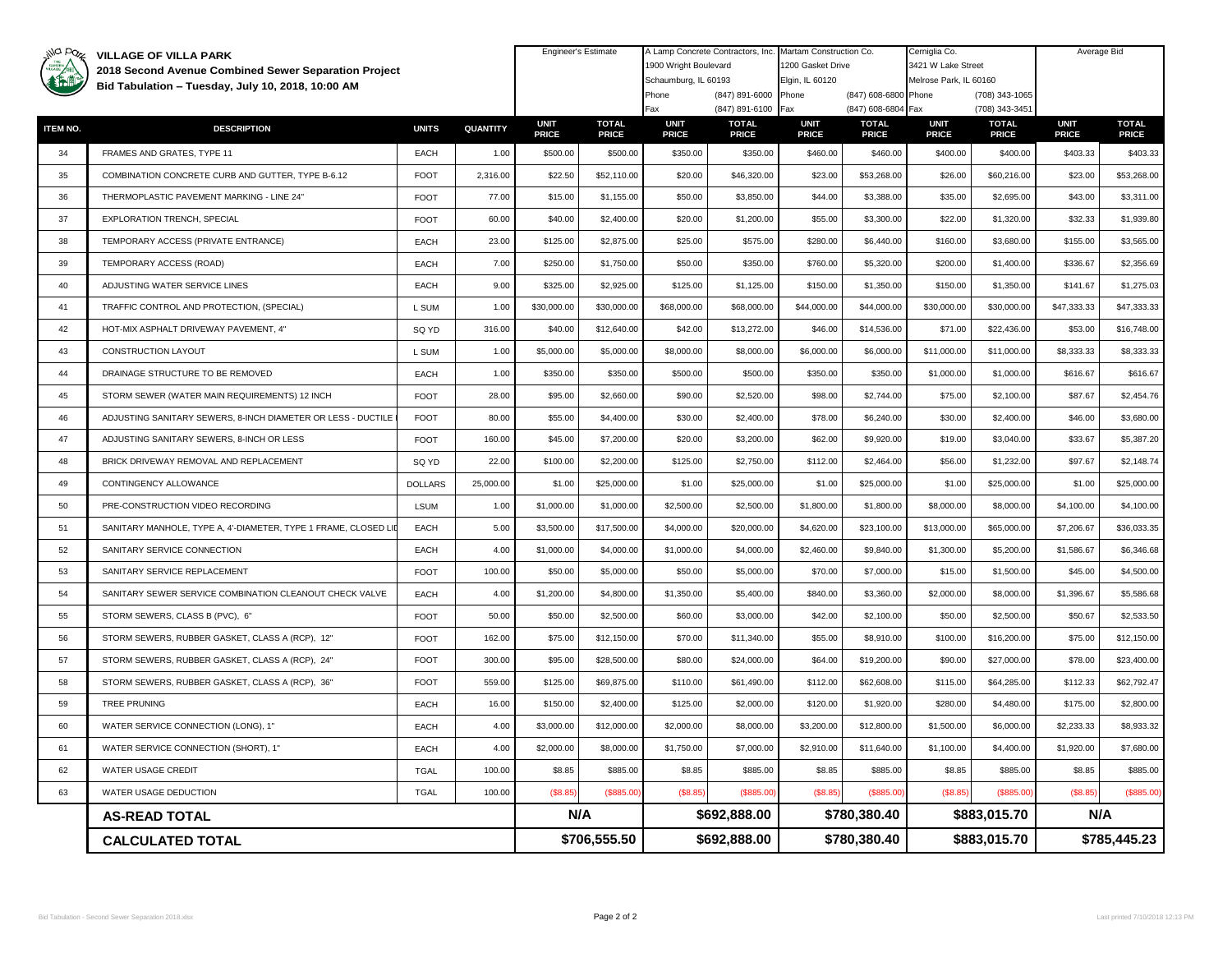**VILLAGE OF VILLA PARK**
**2018 Second Avenue Combined Sewer Separation Project**
**Bid Tabulation – Tuesday, July 10, 2018, 10:00 AM**

| | | | | Engineer's Estimate | | A Lamp Concrete Contractors, Inc. 1900 Wright Boulevard Schaumburg, IL 60193 Phone (847) 891-6000 Fax (847) 891-6100 | | Martam Construction Co. 1200 Gasket Drive Elgin, IL 60120 Phone (847) 608-6800 Fax (847) 608-6804 | | Cerniglia Co. 3421 W Lake Street Melrose Park, IL 60160 Phone (708) 343-1065 Fax (708) 343-3451 | | Average Bid | |
|---|---|---|---|---|---|---|---|---|---|---|---|---|---|
| **ITEM NO.** | **DESCRIPTION** | **UNITS** | **QUANTITY** | **UNIT PRICE** | **TOTAL PRICE** | **UNIT PRICE** | **TOTAL PRICE** | **UNIT PRICE** | **TOTAL PRICE** | **UNIT PRICE** | **TOTAL PRICE** | **UNIT PRICE** | **TOTAL PRICE** |
| 34 | FRAMES AND GRATES, TYPE 11 | EACH | 1.00 | $500.00 | $500.00 | $350.00 | $350.00 | $460.00 | $460.00 | $400.00 | $400.00 | $403.33 | $403.33 |
| 35 | COMBINATION CONCRETE CURB AND GUTTER, TYPE B-6.12 | FOOT | 2,316.00 | $22.50 | $52,110.00 | $20.00 | $46,320.00 | $23.00 | $53,268.00 | $26.00 | $60,216.00 | $23.00 | $53,268.00 |
| 36 | THERMOPLASTIC PAVEMENT MARKING - LINE 24" | FOOT | 77.00 | $15.00 | $1,155.00 | $50.00 | $3,850.00 | $44.00 | $3,388.00 | $35.00 | $2,695.00 | $43.00 | $3,311.00 |
| 37 | EXPLORATION TRENCH, SPECIAL | FOOT | 60.00 | $40.00 | $2,400.00 | $20.00 | $1,200.00 | $55.00 | $3,300.00 | $22.00 | $1,320.00 | $32.33 | $1,939.80 |
| 38 | TEMPORARY ACCESS (PRIVATE ENTRANCE) | EACH | 23.00 | $125.00 | $2,875.00 | $25.00 | $575.00 | $280.00 | $6,440.00 | $160.00 | $3,680.00 | $155.00 | $3,565.00 |
| 39 | TEMPORARY ACCESS (ROAD) | EACH | 7.00 | $250.00 | $1,750.00 | $50.00 | $350.00 | $760.00 | $5,320.00 | $200.00 | $1,400.00 | $336.67 | $2,356.69 |
| 40 | ADJUSTING WATER SERVICE LINES | EACH | 9.00 | $325.00 | $2,925.00 | $125.00 | $1,125.00 | $150.00 | $1,350.00 | $150.00 | $1,350.00 | $141.67 | $1,275.03 |
| 41 | TRAFFIC CONTROL AND PROTECTION, (SPECIAL) | L SUM | 1.00 | $30,000.00 | $30,000.00 | $68,000.00 | $68,000.00 | $44,000.00 | $44,000.00 | $30,000.00 | $30,000.00 | $47,333.33 | $47,333.33 |
| 42 | HOT-MIX ASPHALT DRIVEWAY PAVEMENT, 4" | SQ YD | 316.00 | $40.00 | $12,640.00 | $42.00 | $13,272.00 | $46.00 | $14,536.00 | $71.00 | $22,436.00 | $53.00 | $16,748.00 |
| 43 | CONSTRUCTION LAYOUT | L SUM | 1.00 | $5,000.00 | $5,000.00 | $8,000.00 | $8,000.00 | $6,000.00 | $6,000.00 | $11,000.00 | $11,000.00 | $8,333.33 | $8,333.33 |
| 44 | DRAINAGE STRUCTURE TO BE REMOVED | EACH | 1.00 | $350.00 | $350.00 | $500.00 | $500.00 | $350.00 | $350.00 | $1,000.00 | $1,000.00 | $616.67 | $616.67 |
| 45 | STORM SEWER (WATER MAIN REQUIREMENTS) 12 INCH | FOOT | 28.00 | $95.00 | $2,660.00 | $90.00 | $2,520.00 | $98.00 | $2,744.00 | $75.00 | $2,100.00 | $87.67 | $2,454.76 |
| 46 | ADJUSTING SANITARY SEWERS, 8-INCH DIAMETER OR LESS - DUCTILE | FOOT | 80.00 | $55.00 | $4,400.00 | $30.00 | $2,400.00 | $78.00 | $6,240.00 | $30.00 | $2,400.00 | $46.00 | $3,680.00 |
| 47 | ADJUSTING SANITARY SEWERS, 8-INCH OR LESS | FOOT | 160.00 | $45.00 | $7,200.00 | $20.00 | $3,200.00 | $62.00 | $9,920.00 | $19.00 | $3,040.00 | $33.67 | $5,387.20 |
| 48 | BRICK DRIVEWAY REMOVAL AND REPLACEMENT | SQ YD | 22.00 | $100.00 | $2,200.00 | $125.00 | $2,750.00 | $112.00 | $2,464.00 | $56.00 | $1,232.00 | $97.67 | $2,148.74 |
| 49 | CONTINGENCY ALLOWANCE | DOLLARS | 25,000.00 | $1.00 | $25,000.00 | $1.00 | $25,000.00 | $1.00 | $25,000.00 | $1.00 | $25,000.00 | $1.00 | $25,000.00 |
| 50 | PRE-CONSTRUCTION VIDEO RECORDING | LSUM | 1.00 | $1,000.00 | $1,000.00 | $2,500.00 | $2,500.00 | $1,800.00 | $1,800.00 | $8,000.00 | $8,000.00 | $4,100.00 | $4,100.00 |
| 51 | SANITARY MANHOLE, TYPE A, 4'-DIAMETER, TYPE 1 FRAME, CLOSED LID | EACH | 5.00 | $3,500.00 | $17,500.00 | $4,000.00 | $20,000.00 | $4,620.00 | $23,100.00 | $13,000.00 | $65,000.00 | $7,206.67 | $36,033.35 |
| 52 | SANITARY SERVICE CONNECTION | EACH | 4.00 | $1,000.00 | $4,000.00 | $1,000.00 | $4,000.00 | $2,460.00 | $9,840.00 | $1,300.00 | $5,200.00 | $1,586.67 | $6,346.68 |
| 53 | SANITARY SERVICE REPLACEMENT | FOOT | 100.00 | $50.00 | $5,000.00 | $50.00 | $5,000.00 | $70.00 | $7,000.00 | $15.00 | $1,500.00 | $45.00 | $4,500.00 |
| 54 | SANITARY SEWER SERVICE COMBINATION CLEANOUT CHECK VALVE | EACH | 4.00 | $1,200.00 | $4,800.00 | $1,350.00 | $5,400.00 | $840.00 | $3,360.00 | $2,000.00 | $8,000.00 | $1,396.67 | $5,586.68 |
| 55 | STORM SEWERS, CLASS B (PVC), 6" | FOOT | 50.00 | $50.00 | $2,500.00 | $60.00 | $3,000.00 | $42.00 | $2,100.00 | $50.00 | $2,500.00 | $50.67 | $2,533.50 |
| 56 | STORM SEWERS, RUBBER GASKET, CLASS A (RCP), 12" | FOOT | 162.00 | $75.00 | $12,150.00 | $70.00 | $11,340.00 | $55.00 | $8,910.00 | $100.00 | $16,200.00 | $75.00 | $12,150.00 |
| 57 | STORM SEWERS, RUBBER GASKET, CLASS A (RCP), 24" | FOOT | 300.00 | $95.00 | $28,500.00 | $80.00 | $24,000.00 | $64.00 | $19,200.00 | $90.00 | $27,000.00 | $78.00 | $23,400.00 |
| 58 | STORM SEWERS, RUBBER GASKET, CLASS A (RCP), 36" | FOOT | 559.00 | $125.00 | $69,875.00 | $110.00 | $61,490.00 | $112.00 | $62,608.00 | $115.00 | $64,285.00 | $112.33 | $62,792.47 |
| 59 | TREE PRUNING | EACH | 16.00 | $150.00 | $2,400.00 | $125.00 | $2,000.00 | $120.00 | $1,920.00 | $280.00 | $4,480.00 | $175.00 | $2,800.00 |
| 60 | WATER SERVICE CONNECTION (LONG), 1" | EACH | 4.00 | $3,000.00 | $12,000.00 | $2,000.00 | $8,000.00 | $3,200.00 | $12,800.00 | $1,500.00 | $6,000.00 | $2,233.33 | $8,933.32 |
| 61 | WATER SERVICE CONNECTION (SHORT), 1" | EACH | 4.00 | $2,000.00 | $8,000.00 | $1,750.00 | $7,000.00 | $2,910.00 | $11,640.00 | $1,100.00 | $4,400.00 | $1,920.00 | $7,680.00 |
| 62 | WATER USAGE CREDIT | TGAL | 100.00 | $8.85 | $885.00 | $8.85 | $885.00 | $8.85 | $885.00 | $8.85 | $885.00 | $8.85 | $885.00 |
| 63 | WATER USAGE DEDUCTION | TGAL | 100.00 | ($8.85) | ($885.00) | ($8.85) | ($885.00) | ($8.85) | ($885.00) | ($8.85) | ($885.00) | ($8.85) | ($885.00) |
| | **AS-READ TOTAL** | | | **N/A** | | **$692,888.00** | | **$780,380.40** | | **$883,015.70** | | **N/A** | |
| | **CALCULATED TOTAL** | | | **$706,555.50** | | **$692,888.00** | | **$780,380.40** | | **$883,015.70** | | **$785,445.23** | |